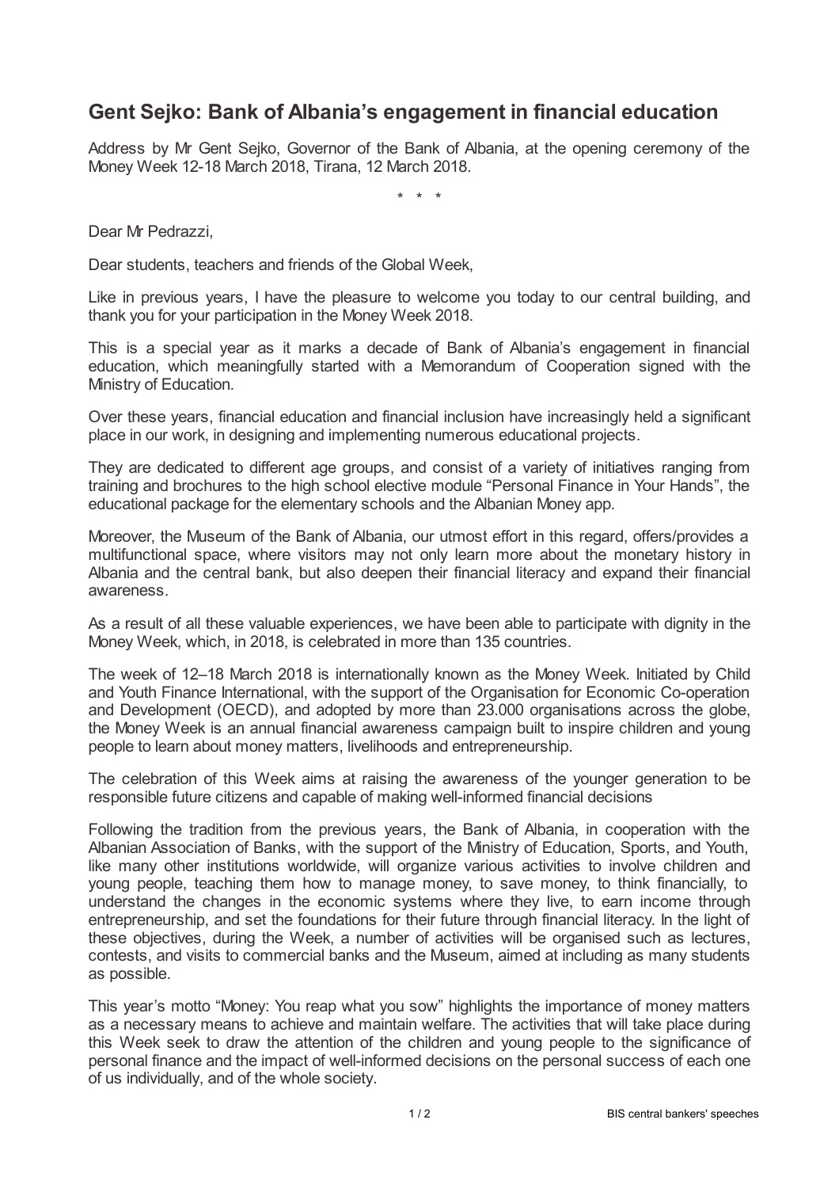# Gent Sejko: Bank of Albania's engagement in financial education

Address by Mr Gent Sejko, Governor of the Bank of Albania, at the opening ceremony of the Money Week 12-18 March 2018, Tirana, 12 March 2018.

\* \* \*

Dear Mr Pedrazzi,

Dear students, teachers and friends of the Global Week,

Like in previous years, I have the pleasure to welcome you today to our central building, and thank you for your participation in the Money Week 2018.

This is a special year as it marks a decade of Bank of Albania's engagement in financial education, which meaningfully started with a Memorandum of Cooperation signed with the Ministry of Education.

Over these years, financial education and financial inclusion have increasingly held a significant place in our work, in designing and implementing numerous educational projects.

They are dedicated to different age groups, and consist of a variety of initiatives ranging from training and brochures to the high school elective module "Personal Finance in Your Hands", the educational package for the elementary schools and the Albanian Money app.

Moreover, the Museum of the Bank of Albania, our utmost effort in this regard, offers/provides a multifunctional space, where visitors may not only learn more about the monetary history in Albania and the central bank, but also deepen their financial literacy and expand their financial awareness.

As a result of all these valuable experiences, we have been able to participate with dignity in the Money Week, which, in 2018, is celebrated in more than 135 countries.

The week of 12–18 March 2018 is internationally known as the Money Week. Initiated by Child and Youth Finance International, with the support of the Organisation for Economic Co-operation and Development (OECD), and adopted by more than 23.000 organisations across the globe, the Money Week is an annual financial awareness campaign built to inspire children and young people to learn about money matters, livelihoods and entrepreneurship.

The celebration of this Week aims at raising the awareness of the younger generation to be responsible future citizens and capable of making well-informed financial decisions

Following the tradition from the previous years, the Bank of Albania, in cooperation with the Albanian Association of Banks, with the support of the Ministry of Education, Sports, and Youth, like many other institutions worldwide, will organize various activities to involve children and young people, teaching them how to manage money, to save money, to think financially, to understand the changes in the economic systems where they live, to earn income through entrepreneurship, and set the foundations for their future through financial literacy. In the light of these objectives, during the Week, a number of activities will be organised such as lectures, contests, and visits to commercial banks and the Museum, aimed at including as many students as possible.

This year's motto "Money: You reap what you sow" highlights the importance of money matters as a necessary means to achieve and maintain welfare. The activities that will take place during this Week seek to draw the attention of the children and young people to the significance of personal finance and the impact of well-informed decisions on the personal success of each one of us individually, and of the whole society.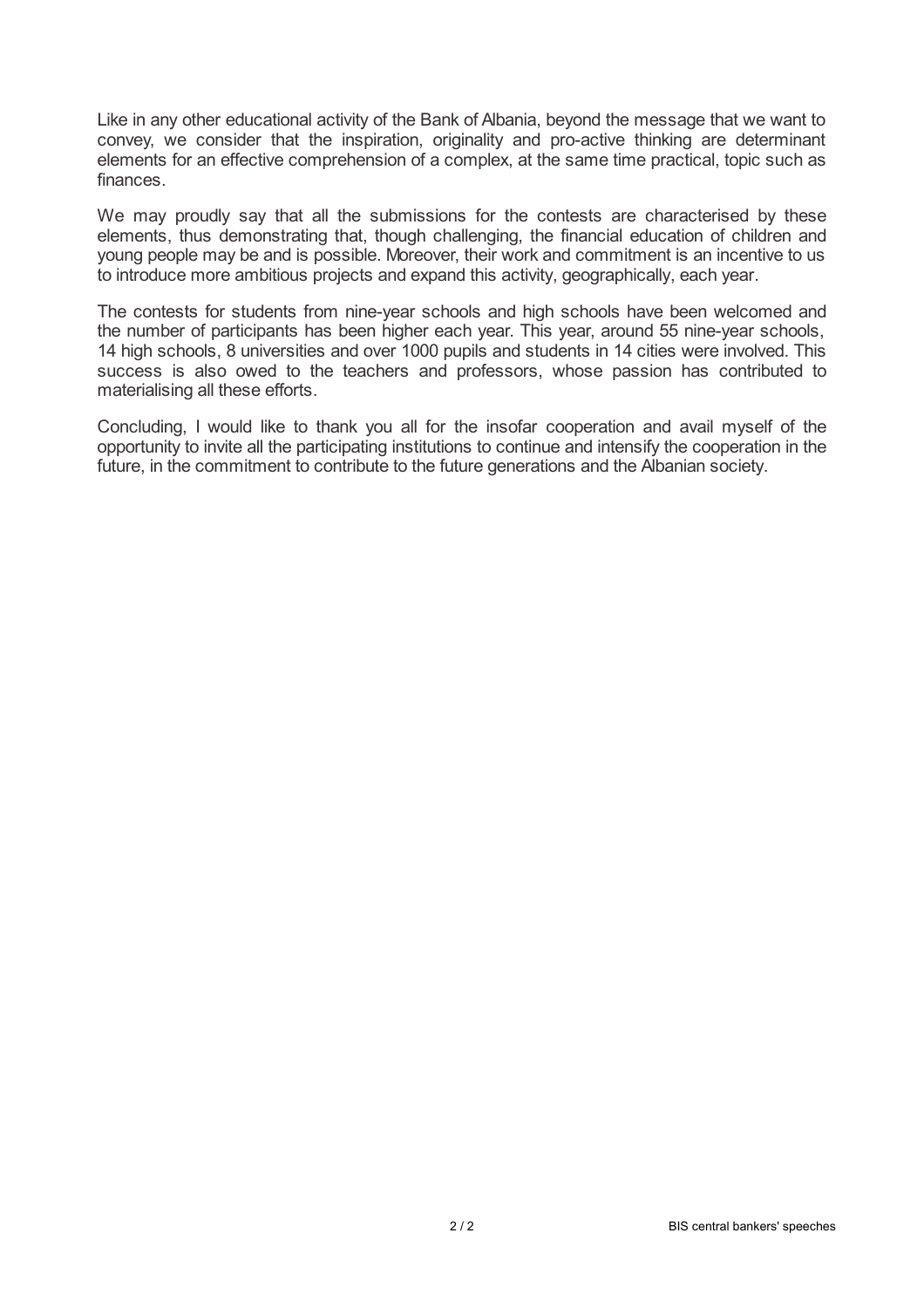Like in any other educational activity of the Bank of Albania, beyond the message that we want to convey, we consider that the inspiration, originality and pro-active thinking are determinant elements for an effective comprehension of a complex, at the same time practical, topic such as finances.

We may proudly say that all the submissions for the contests are characterised by these elements, thus demonstrating that, though challenging, the financial education of children and young people may be and is possible. Moreover, their work and commitment is an incentive to us to introduce more ambitious projects and expand this activity, geographically, each year.

The contests for students from nine-year schools and high schools have been welcomed and the number of participants has been higher each year. This year, around 55 nine-year schools, 14 high schools, 8 universities and over 1000 pupils and students in 14 cities were involved. This success is also owed to the teachers and professors, whose passion has contributed to materialising all these efforts.

Concluding, I would like to thank you all for the insofar cooperation and avail myself of the opportunity to invite all the participating institutions to continue and intensify the cooperation in the future, in the commitment to contribute to the future generations and the Albanian society.